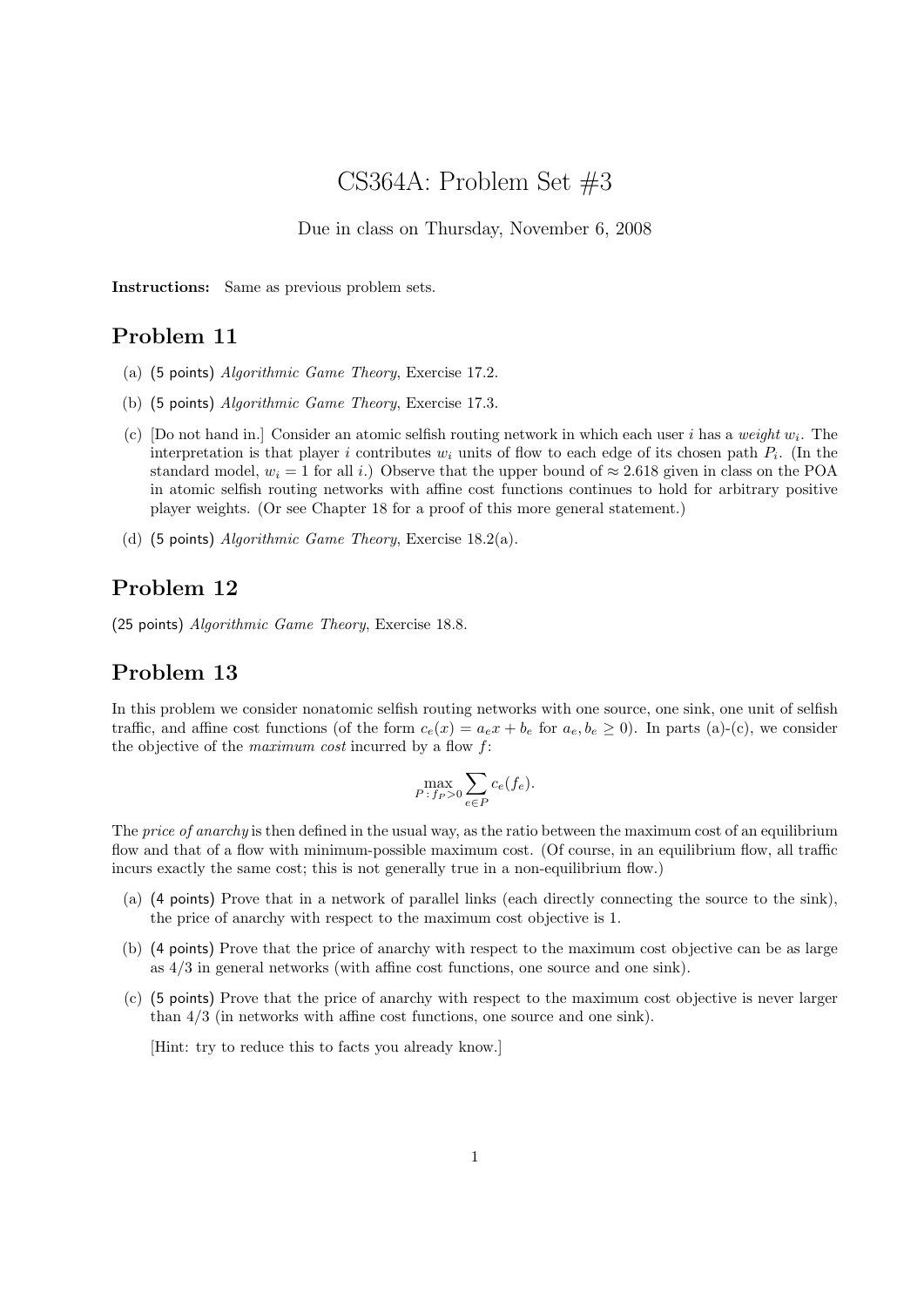# CS364A: Problem Set #3

Due in class on Thursday, November 6, 2008

**Instructions:** Same as previous problem sets.

## Problem 11

(a) (5 points) *Algorithmic Game Theory*, Exercise 17.2.

(b) (5 points) *Algorithmic Game Theory*, Exercise 17.3.

(c) [Do not hand in.] Consider an atomic selfish routing network in which each user $i$ has a *weight* $w_i$. The interpretation is that player $i$ contributes $w_i$ units of flow to each edge of its chosen path $P_i$. (In the standard model, $w_i = 1$ for all $i$.) Observe that the upper bound of $\approx 2.618$ given in class on the POA in atomic selfish routing networks with affine cost functions continues to hold for arbitrary positive player weights. (Or see Chapter 18 for a proof of this more general statement.)

(d) (5 points) *Algorithmic Game Theory*, Exercise 18.2(a).

## Problem 12

(25 points) *Algorithmic Game Theory*, Exercise 18.8.

## Problem 13

In this problem we consider nonatomic selfish routing networks with one source, one sink, one unit of selfish traffic, and affine cost functions (of the form $c_e(x) = a_e x + b_e$ for $a_e, b_e \geq 0$). In parts (a)-(c), we consider the objective of the *maximum cost* incurred by a flow $f$:

$$\max_{P\,:\,f_P>0} \sum_{e \in P} c_e(f_e).$$

The *price of anarchy* is then defined in the usual way, as the ratio between the maximum cost of an equilibrium flow and that of a flow with minimum-possible maximum cost. (Of course, in an equilibrium flow, all traffic incurs exactly the same cost; this is not generally true in a non-equilibrium flow.)

(a) (4 points) Prove that in a network of parallel links (each directly connecting the source to the sink), the price of anarchy with respect to the maximum cost objective is 1.

(b) (4 points) Prove that the price of anarchy with respect to the maximum cost objective can be as large as $4/3$ in general networks (with affine cost functions, one source and one sink).

(c) (5 points) Prove that the price of anarchy with respect to the maximum cost objective is never larger than $4/3$ (in networks with affine cost functions, one source and one sink).

[Hint: try to reduce this to facts you already know.]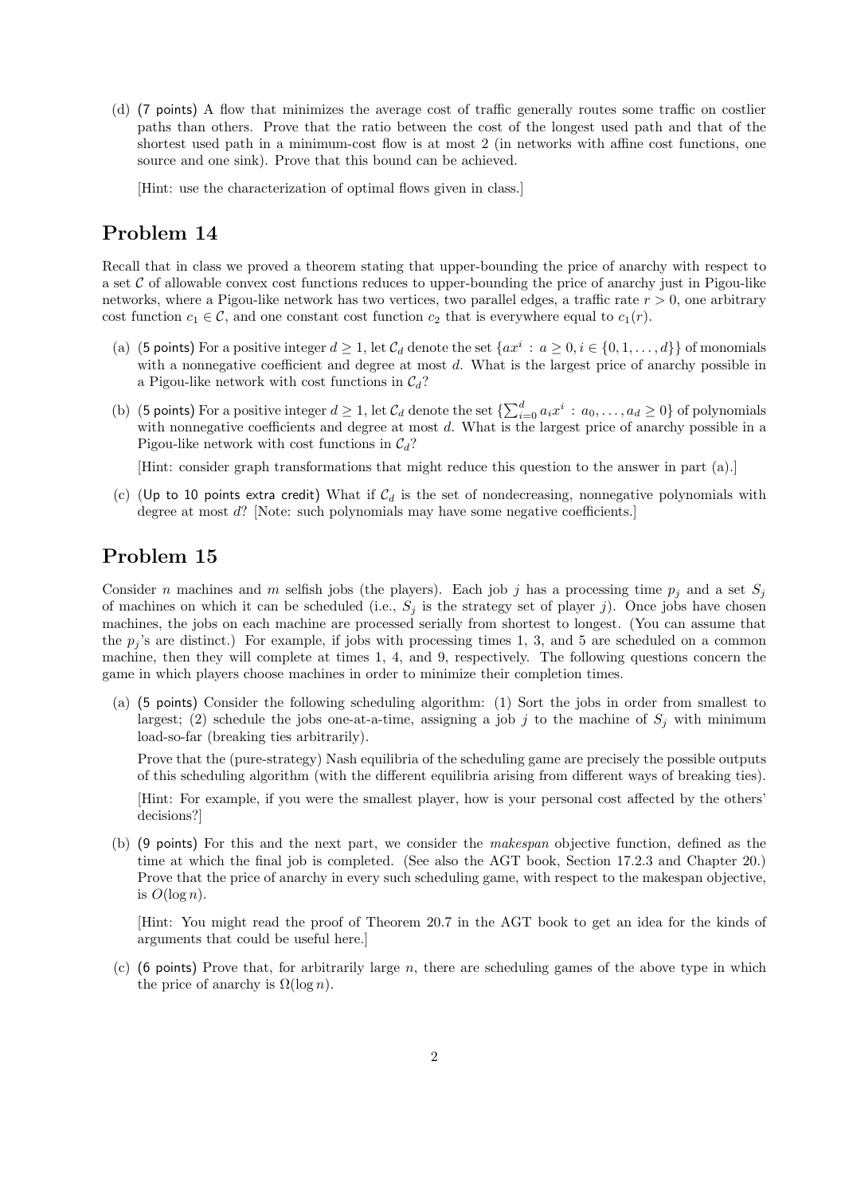(d) (7 points) A flow that minimizes the average cost of traffic generally routes some traffic on costlier paths than others. Prove that the ratio between the cost of the longest used path and that of the shortest used path in a minimum-cost flow is at most 2 (in networks with affine cost functions, one source and one sink). Prove that this bound can be achieved.

[Hint: use the characterization of optimal flows given in class.]

## Problem 14

Recall that in class we proved a theorem stating that upper-bounding the price of anarchy with respect to a set $\mathcal{C}$ of allowable convex cost functions reduces to upper-bounding the price of anarchy just in Pigou-like networks, where a Pigou-like network has two vertices, two parallel edges, a traffic rate $r > 0$, one arbitrary cost function $c_1 \in \mathcal{C}$, and one constant cost function $c_2$ that is everywhere equal to $c_1(r)$.

(a) (5 points) For a positive integer $d \geq 1$, let $\mathcal{C}_d$ denote the set $\{ax^i : a \geq 0, i \in \{0, 1, \ldots, d\}\}$ of monomials with a nonnegative coefficient and degree at most $d$. What is the largest price of anarchy possible in a Pigou-like network with cost functions in $\mathcal{C}_d$?

(b) (5 points) For a positive integer $d \geq 1$, let $\mathcal{C}_d$ denote the set $\{\sum_{i=0}^{d} a_i x^i : a_0, \ldots, a_d \geq 0\}$ of polynomials with nonnegative coefficients and degree at most $d$. What is the largest price of anarchy possible in a Pigou-like network with cost functions in $\mathcal{C}_d$?

[Hint: consider graph transformations that might reduce this question to the answer in part (a).]

(c) (Up to 10 points extra credit) What if $\mathcal{C}_d$ is the set of nondecreasing, nonnegative polynomials with degree at most $d$? [Note: such polynomials may have some negative coefficients.]

## Problem 15

Consider $n$ machines and $m$ selfish jobs (the players). Each job $j$ has a processing time $p_j$ and a set $S_j$ of machines on which it can be scheduled (i.e., $S_j$ is the strategy set of player $j$). Once jobs have chosen machines, the jobs on each machine are processed serially from shortest to longest. (You can assume that the $p_j$'s are distinct.) For example, if jobs with processing times 1, 3, and 5 are scheduled on a common machine, then they will complete at times 1, 4, and 9, respectively. The following questions concern the game in which players choose machines in order to minimize their completion times.

(a) (5 points) Consider the following scheduling algorithm: (1) Sort the jobs in order from smallest to largest; (2) schedule the jobs one-at-a-time, assigning a job $j$ to the machine of $S_j$ with minimum load-so-far (breaking ties arbitrarily).

Prove that the (pure-strategy) Nash equilibria of the scheduling game are precisely the possible outputs of this scheduling algorithm (with the different equilibria arising from different ways of breaking ties).

[Hint: For example, if you were the smallest player, how is your personal cost affected by the others' decisions?]

(b) (9 points) For this and the next part, we consider the *makespan* objective function, defined as the time at which the final job is completed. (See also the AGT book, Section 17.2.3 and Chapter 20.) Prove that the price of anarchy in every such scheduling game, with respect to the makespan objective, is $O(\log n)$.

[Hint: You might read the proof of Theorem 20.7 in the AGT book to get an idea for the kinds of arguments that could be useful here.]

(c) (6 points) Prove that, for arbitrarily large $n$, there are scheduling games of the above type in which the price of anarchy is $\Omega(\log n)$.